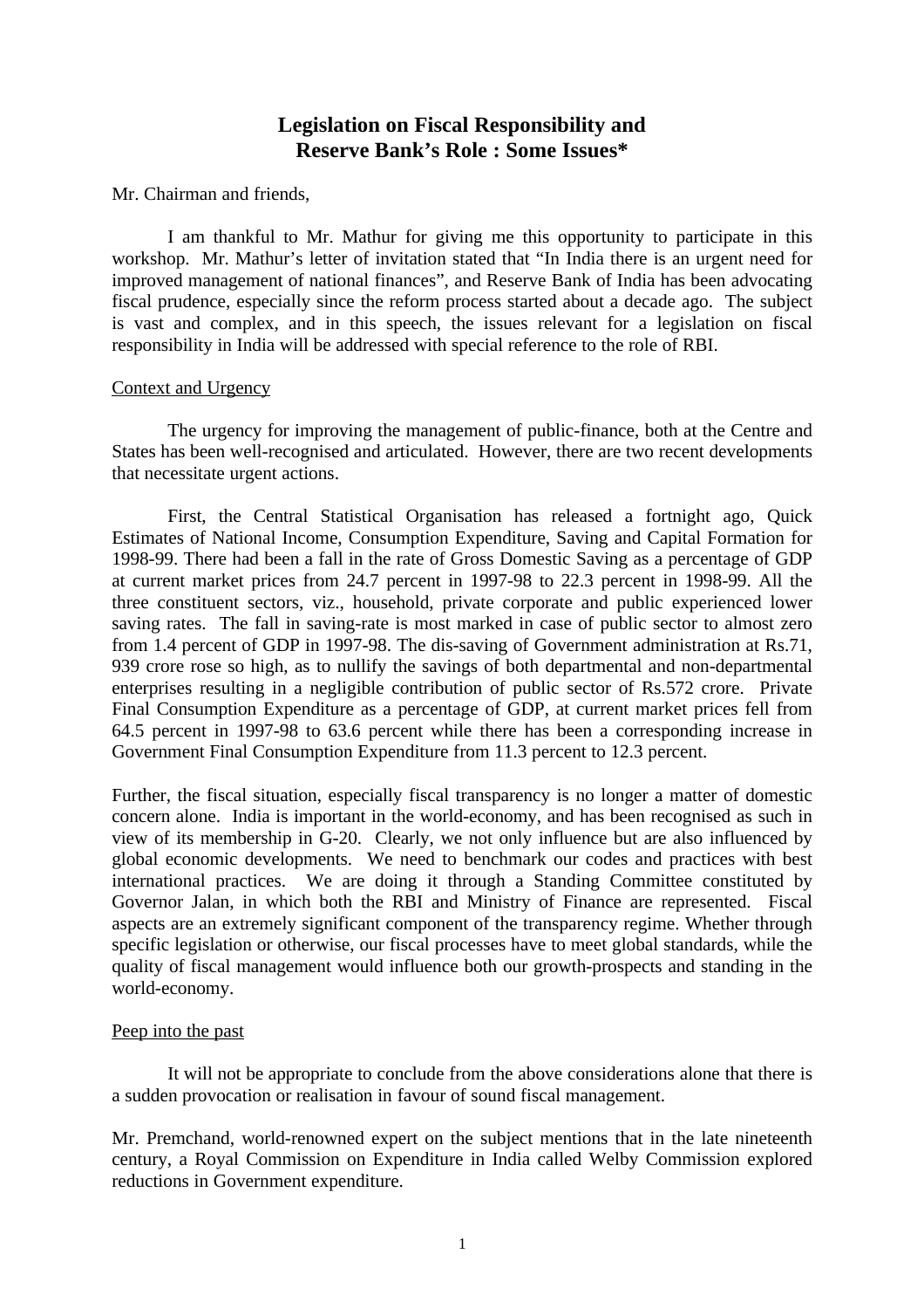# Legislation on Fiscal Responsibility and Reserve Bank's Role : Some Issues*

Mr. Chairman and friends,

I am thankful to Mr. Mathur for giving me this opportunity to participate in this workshop. Mr. Mathur's letter of invitation stated that "In India there is an urgent need for improved management of national finances", and Reserve Bank of India has been advocating fiscal prudence, especially since the reform process started about a decade ago. The subject is vast and complex, and in this speech, the issues relevant for a legislation on fiscal responsibility in India will be addressed with special reference to the role of RBI.

## Context and Urgency

The urgency for improving the management of public-finance, both at the Centre and States has been well-recognised and articulated. However, there are two recent developments that necessitate urgent actions.

First, the Central Statistical Organisation has released a fortnight ago, Quick Estimates of National Income, Consumption Expenditure, Saving and Capital Formation for 1998-99. There had been a fall in the rate of Gross Domestic Saving as a percentage of GDP at current market prices from 24.7 percent in 1997-98 to 22.3 percent in 1998-99. All the three constituent sectors, viz., household, private corporate and public experienced lower saving rates. The fall in saving-rate is most marked in case of public sector to almost zero from 1.4 percent of GDP in 1997-98. The dis-saving of Government administration at Rs.71, 939 crore rose so high, as to nullify the savings of both departmental and non-departmental enterprises resulting in a negligible contribution of public sector of Rs.572 crore. Private Final Consumption Expenditure as a percentage of GDP, at current market prices fell from 64.5 percent in 1997-98 to 63.6 percent while there has been a corresponding increase in Government Final Consumption Expenditure from 11.3 percent to 12.3 percent.

Further, the fiscal situation, especially fiscal transparency is no longer a matter of domestic concern alone. India is important in the world-economy, and has been recognised as such in view of its membership in G-20. Clearly, we not only influence but are also influenced by global economic developments. We need to benchmark our codes and practices with best international practices. We are doing it through a Standing Committee constituted by Governor Jalan, in which both the RBI and Ministry of Finance are represented. Fiscal aspects are an extremely significant component of the transparency regime. Whether through specific legislation or otherwise, our fiscal processes have to meet global standards, while the quality of fiscal management would influence both our growth-prospects and standing in the world-economy.

## Peep into the past

It will not be appropriate to conclude from the above considerations alone that there is a sudden provocation or realisation in favour of sound fiscal management.

Mr. Premchand, world-renowned expert on the subject mentions that in the late nineteenth century, a Royal Commission on Expenditure in India called Welby Commission explored reductions in Government expenditure.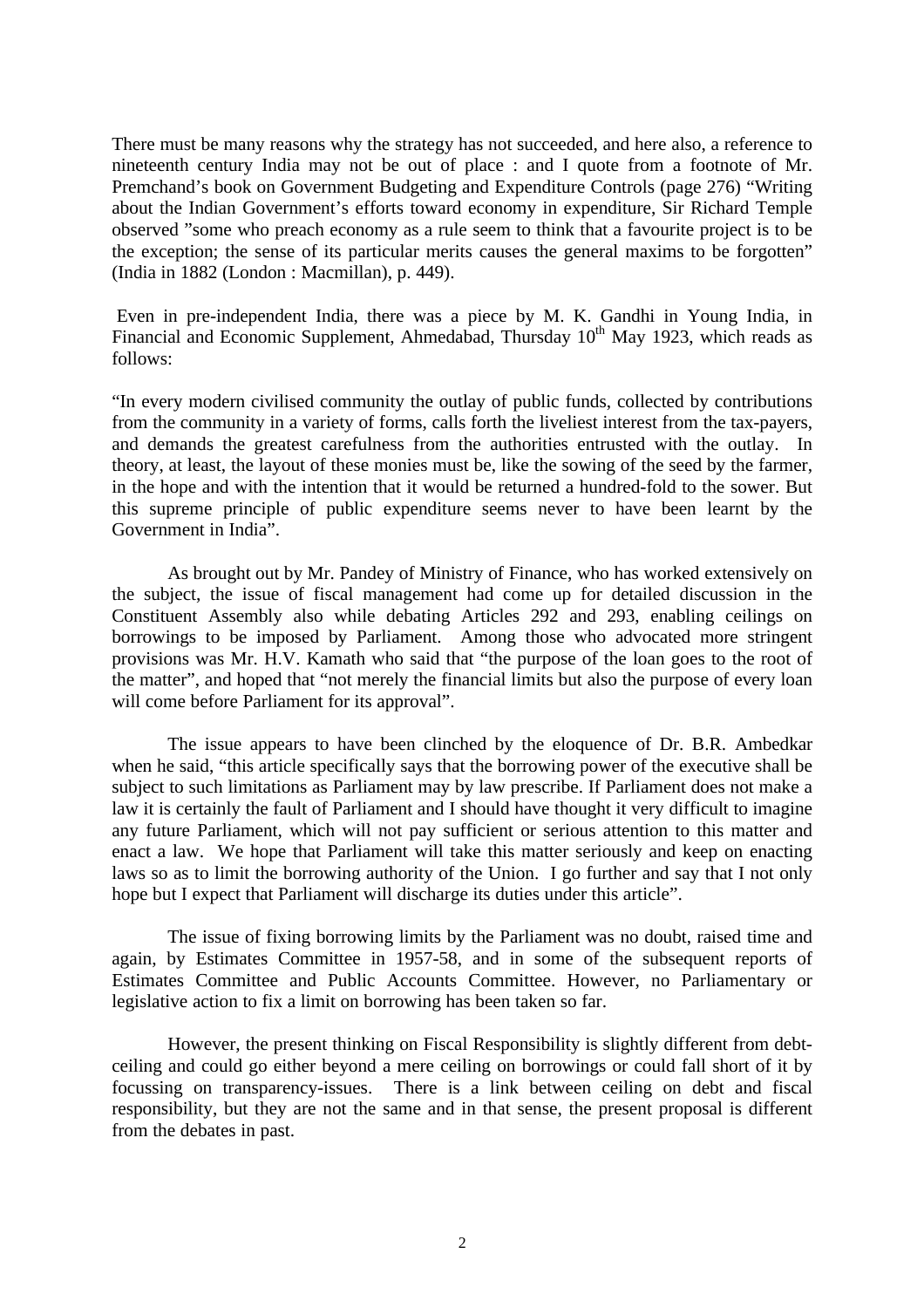There must be many reasons why the strategy has not succeeded, and here also, a reference to nineteenth century India may not be out of place : and I quote from a footnote of Mr. Premchand's book on Government Budgeting and Expenditure Controls (page 276) "Writing about the Indian Government's efforts toward economy in expenditure, Sir Richard Temple observed "some who preach economy as a rule seem to think that a favourite project is to be the exception; the sense of its particular merits causes the general maxims to be forgotten" (India in 1882 (London : Macmillan), p. 449).

Even in pre-independent India, there was a piece by M. K. Gandhi in Young India, in Financial and Economic Supplement, Ahmedabad, Thursday 10th May 1923, which reads as follows:

"In every modern civilised community the outlay of public funds, collected by contributions from the community in a variety of forms, calls forth the liveliest interest from the tax-payers, and demands the greatest carefulness from the authorities entrusted with the outlay. In theory, at least, the layout of these monies must be, like the sowing of the seed by the farmer, in the hope and with the intention that it would be returned a hundred-fold to the sower. But this supreme principle of public expenditure seems never to have been learnt by the Government in India".

As brought out by Mr. Pandey of Ministry of Finance, who has worked extensively on the subject, the issue of fiscal management had come up for detailed discussion in the Constituent Assembly also while debating Articles 292 and 293, enabling ceilings on borrowings to be imposed by Parliament. Among those who advocated more stringent provisions was Mr. H.V. Kamath who said that "the purpose of the loan goes to the root of the matter", and hoped that "not merely the financial limits but also the purpose of every loan will come before Parliament for its approval".

The issue appears to have been clinched by the eloquence of Dr. B.R. Ambedkar when he said, "this article specifically says that the borrowing power of the executive shall be subject to such limitations as Parliament may by law prescribe. If Parliament does not make a law it is certainly the fault of Parliament and I should have thought it very difficult to imagine any future Parliament, which will not pay sufficient or serious attention to this matter and enact a law. We hope that Parliament will take this matter seriously and keep on enacting laws so as to limit the borrowing authority of the Union. I go further and say that I not only hope but I expect that Parliament will discharge its duties under this article".

The issue of fixing borrowing limits by the Parliament was no doubt, raised time and again, by Estimates Committee in 1957-58, and in some of the subsequent reports of Estimates Committee and Public Accounts Committee. However, no Parliamentary or legislative action to fix a limit on borrowing has been taken so far.

However, the present thinking on Fiscal Responsibility is slightly different from debt-ceiling and could go either beyond a mere ceiling on borrowings or could fall short of it by focussing on transparency-issues. There is a link between ceiling on debt and fiscal responsibility, but they are not the same and in that sense, the present proposal is different from the debates in past.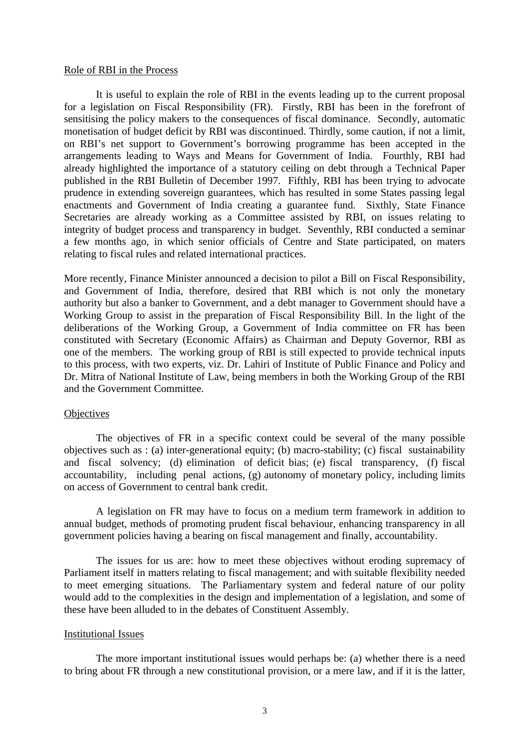## Role of RBI in the Process

It is useful to explain the role of RBI in the events leading up to the current proposal for a legislation on Fiscal Responsibility (FR). Firstly, RBI has been in the forefront of sensitising the policy makers to the consequences of fiscal dominance. Secondly, automatic monetisation of budget deficit by RBI was discontinued. Thirdly, some caution, if not a limit, on RBI's net support to Government's borrowing programme has been accepted in the arrangements leading to Ways and Means for Government of India. Fourthly, RBI had already highlighted the importance of a statutory ceiling on debt through a Technical Paper published in the RBI Bulletin of December 1997. Fifthly, RBI has been trying to advocate prudence in extending sovereign guarantees, which has resulted in some States passing legal enactments and Government of India creating a guarantee fund. Sixthly, State Finance Secretaries are already working as a Committee assisted by RBI, on issues relating to integrity of budget process and transparency in budget. Seventhly, RBI conducted a seminar a few months ago, in which senior officials of Centre and State participated, on maters relating to fiscal rules and related international practices.

More recently, Finance Minister announced a decision to pilot a Bill on Fiscal Responsibility, and Government of India, therefore, desired that RBI which is not only the monetary authority but also a banker to Government, and a debt manager to Government should have a Working Group to assist in the preparation of Fiscal Responsibility Bill. In the light of the deliberations of the Working Group, a Government of India committee on FR has been constituted with Secretary (Economic Affairs) as Chairman and Deputy Governor, RBI as one of the members. The working group of RBI is still expected to provide technical inputs to this process, with two experts, viz. Dr. Lahiri of Institute of Public Finance and Policy and Dr. Mitra of National Institute of Law, being members in both the Working Group of the RBI and the Government Committee.

## Objectives

The objectives of FR in a specific context could be several of the many possible objectives such as : (a) inter-generational equity; (b) macro-stability; (c) fiscal sustainability and fiscal solvency; (d) elimination of deficit bias; (e) fiscal transparency, (f) fiscal accountability, including penal actions, (g) autonomy of monetary policy, including limits on access of Government to central bank credit.

A legislation on FR may have to focus on a medium term framework in addition to annual budget, methods of promoting prudent fiscal behaviour, enhancing transparency in all government policies having a bearing on fiscal management and finally, accountability.

The issues for us are: how to meet these objectives without eroding supremacy of Parliament itself in matters relating to fiscal management; and with suitable flexibility needed to meet emerging situations. The Parliamentary system and federal nature of our polity would add to the complexities in the design and implementation of a legislation, and some of these have been alluded to in the debates of Constituent Assembly.

## Institutional Issues

The more important institutional issues would perhaps be: (a) whether there is a need to bring about FR through a new constitutional provision, or a mere law, and if it is the latter,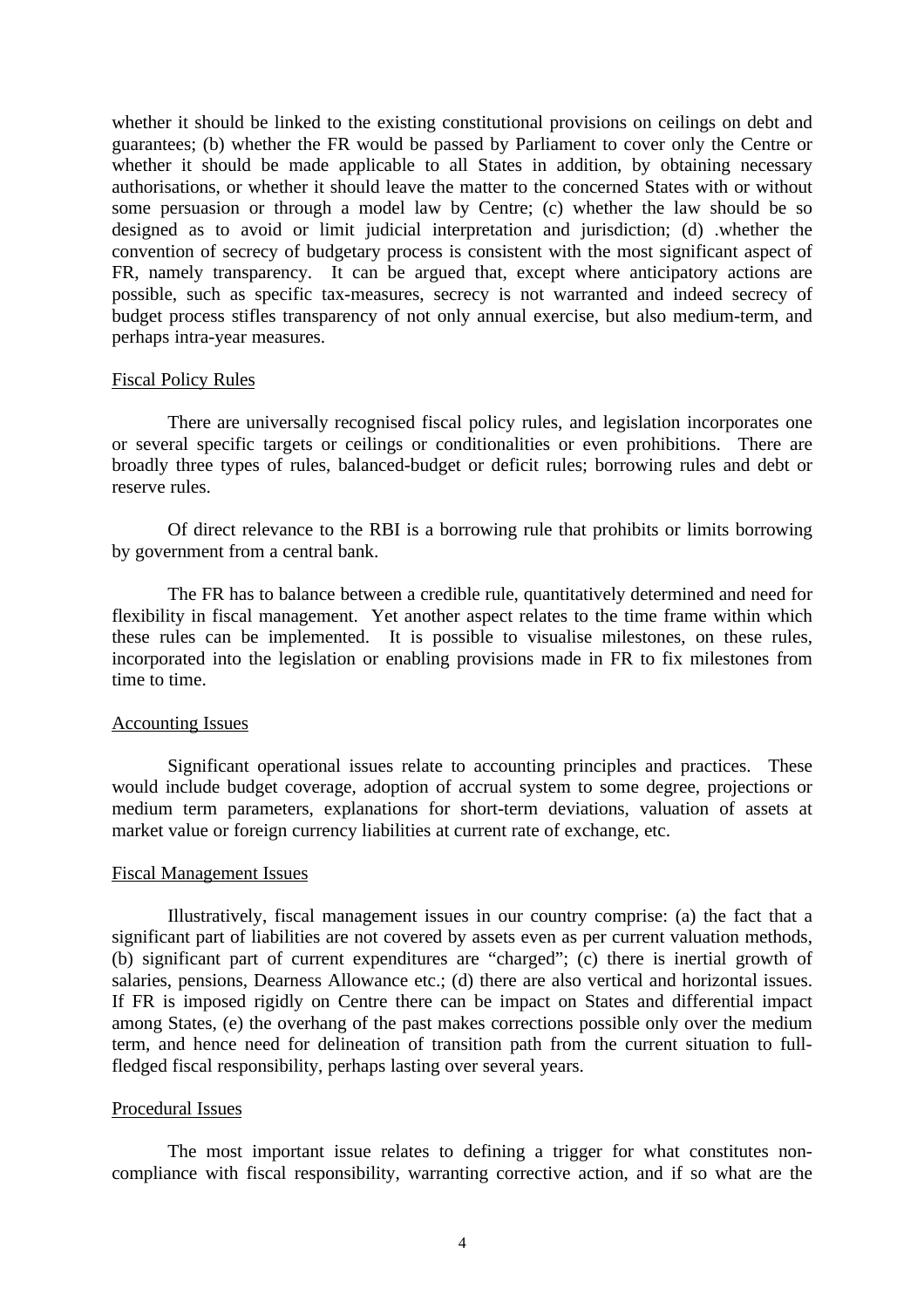whether it should be linked to the existing constitutional provisions on ceilings on debt and guarantees; (b) whether the FR would be passed by Parliament to cover only the Centre or whether it should be made applicable to all States in addition, by obtaining necessary authorisations, or whether it should leave the matter to the concerned States with or without some persuasion or through a model law by Centre; (c) whether the law should be so designed as to avoid or limit judicial interpretation and jurisdiction; (d) .whether the convention of secrecy of budgetary process is consistent with the most significant aspect of FR, namely transparency. It can be argued that, except where anticipatory actions are possible, such as specific tax-measures, secrecy is not warranted and indeed secrecy of budget process stifles transparency of not only annual exercise, but also medium-term, and perhaps intra-year measures.

## Fiscal Policy Rules

There are universally recognised fiscal policy rules, and legislation incorporates one or several specific targets or ceilings or conditionalities or even prohibitions. There are broadly three types of rules, balanced-budget or deficit rules; borrowing rules and debt or reserve rules.

Of direct relevance to the RBI is a borrowing rule that prohibits or limits borrowing by government from a central bank.

The FR has to balance between a credible rule, quantitatively determined and need for flexibility in fiscal management. Yet another aspect relates to the time frame within which these rules can be implemented. It is possible to visualise milestones, on these rules, incorporated into the legislation or enabling provisions made in FR to fix milestones from time to time.

## Accounting Issues

Significant operational issues relate to accounting principles and practices. These would include budget coverage, adoption of accrual system to some degree, projections or medium term parameters, explanations for short-term deviations, valuation of assets at market value or foreign currency liabilities at current rate of exchange, etc.

## Fiscal Management Issues

Illustratively, fiscal management issues in our country comprise: (a) the fact that a significant part of liabilities are not covered by assets even as per current valuation methods, (b) significant part of current expenditures are "charged"; (c) there is inertial growth of salaries, pensions, Dearness Allowance etc.; (d) there are also vertical and horizontal issues. If FR is imposed rigidly on Centre there can be impact on States and differential impact among States, (e) the overhang of the past makes corrections possible only over the medium term, and hence need for delineation of transition path from the current situation to full-fledged fiscal responsibility, perhaps lasting over several years.

## Procedural Issues

The most important issue relates to defining a trigger for what constitutes non-compliance with fiscal responsibility, warranting corrective action, and if so what are the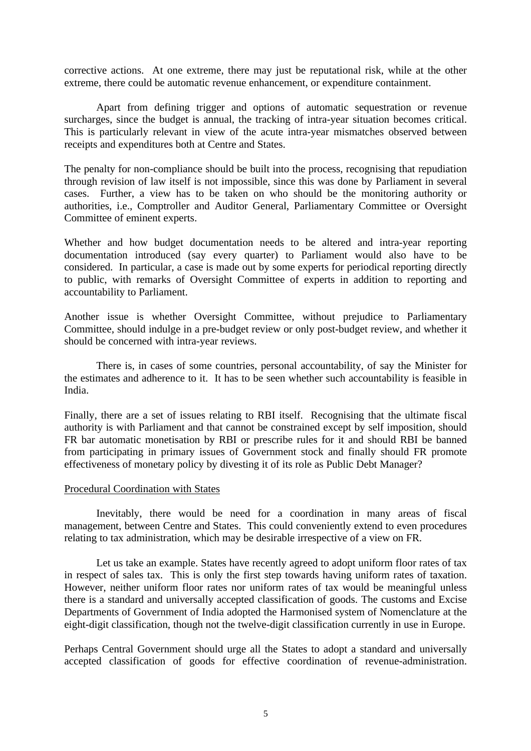corrective actions. At one extreme, there may just be reputational risk, while at the other extreme, there could be automatic revenue enhancement, or expenditure containment.

Apart from defining trigger and options of automatic sequestration or revenue surcharges, since the budget is annual, the tracking of intra-year situation becomes critical. This is particularly relevant in view of the acute intra-year mismatches observed between receipts and expenditures both at Centre and States.

The penalty for non-compliance should be built into the process, recognising that repudiation through revision of law itself is not impossible, since this was done by Parliament in several cases. Further, a view has to be taken on who should be the monitoring authority or authorities, i.e., Comptroller and Auditor General, Parliamentary Committee or Oversight Committee of eminent experts.

Whether and how budget documentation needs to be altered and intra-year reporting documentation introduced (say every quarter) to Parliament would also have to be considered. In particular, a case is made out by some experts for periodical reporting directly to public, with remarks of Oversight Committee of experts in addition to reporting and accountability to Parliament.

Another issue is whether Oversight Committee, without prejudice to Parliamentary Committee, should indulge in a pre-budget review or only post-budget review, and whether it should be concerned with intra-year reviews.

There is, in cases of some countries, personal accountability, of say the Minister for the estimates and adherence to it. It has to be seen whether such accountability is feasible in India.

Finally, there are a set of issues relating to RBI itself. Recognising that the ultimate fiscal authority is with Parliament and that cannot be constrained except by self imposition, should FR bar automatic monetisation by RBI or prescribe rules for it and should RBI be banned from participating in primary issues of Government stock and finally should FR promote effectiveness of monetary policy by divesting it of its role as Public Debt Manager?

Procedural Coordination with States

Inevitably, there would be need for a coordination in many areas of fiscal management, between Centre and States. This could conveniently extend to even procedures relating to tax administration, which may be desirable irrespective of a view on FR.

Let us take an example. States have recently agreed to adopt uniform floor rates of tax in respect of sales tax. This is only the first step towards having uniform rates of taxation. However, neither uniform floor rates nor uniform rates of tax would be meaningful unless there is a standard and universally accepted classification of goods. The customs and Excise Departments of Government of India adopted the Harmonised system of Nomenclature at the eight-digit classification, though not the twelve-digit classification currently in use in Europe.

Perhaps Central Government should urge all the States to adopt a standard and universally accepted classification of goods for effective coordination of revenue-administration.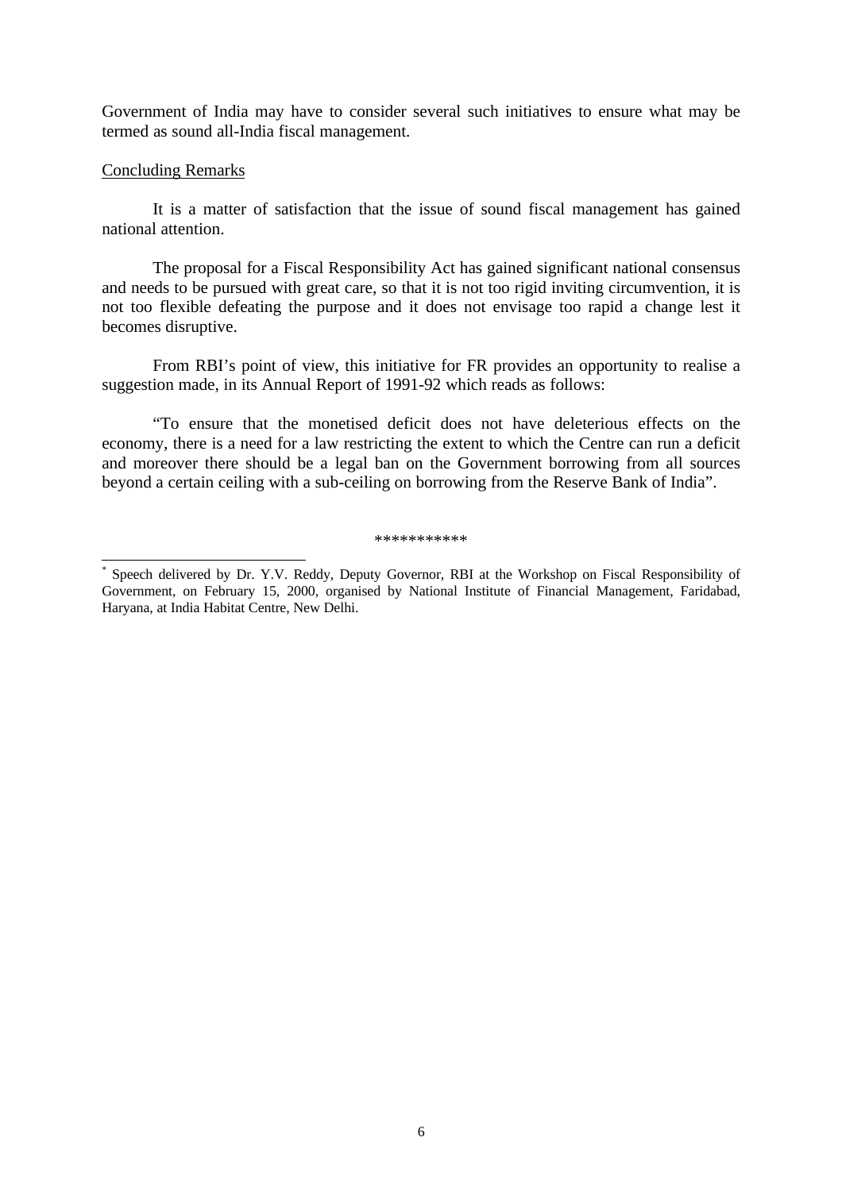Government of India may have to consider several such initiatives to ensure what may be termed as sound all-India fiscal management.

## Concluding Remarks

It is a matter of satisfaction that the issue of sound fiscal management has gained national attention.

The proposal for a Fiscal Responsibility Act has gained significant national consensus and needs to be pursued with great care, so that it is not too rigid inviting circumvention, it is not too flexible defeating the purpose and it does not envisage too rapid a change lest it becomes disruptive.

From RBI's point of view, this initiative for FR provides an opportunity to realise a suggestion made, in its Annual Report of 1991-92 which reads as follows:

"To ensure that the monetised deficit does not have deleterious effects on the economy, there is a need for a law restricting the extent to which the Centre can run a deficit and moreover there should be a legal ban on the Government borrowing from all sources beyond a certain ceiling with a sub-ceiling on borrowing from the Reserve Bank of India".

***********

---

[*] Speech delivered by Dr. Y.V. Reddy, Deputy Governor, RBI at the Workshop on Fiscal Responsibility of Government, on February 15, 2000, organised by National Institute of Financial Management, Faridabad, Haryana, at India Habitat Centre, New Delhi.